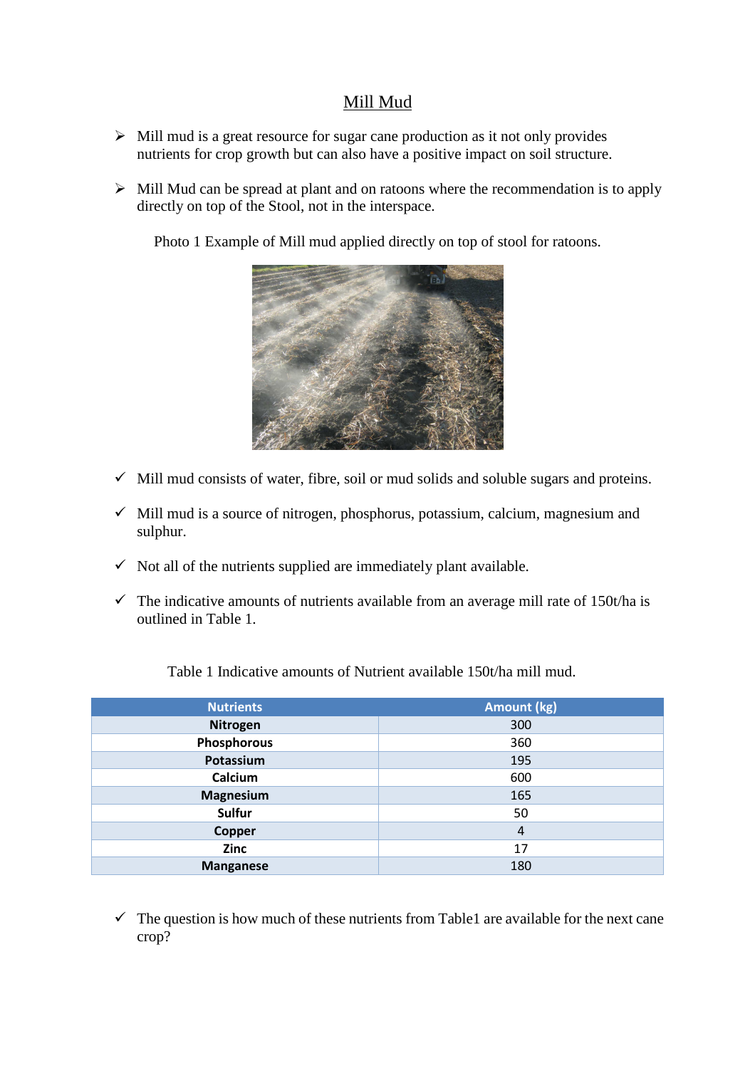# Mill Mud

- Mill mud is a great resource for sugar cane production as it not only provides nutrients for crop growth but can also have a positive impact on soil structure.
- Mill Mud can be spread at plant and on ratoons where the recommendation is to apply directly on top of the Stool, not in the interspace.

Photo 1 Example of Mill mud applied directly on top of stool for ratoons.

- ✓ Mill mud consists of water, fibre, soil or mud solids and soluble sugars and proteins.
- ✓ Mill mud is a source of nitrogen, phosphorus, potassium, calcium, magnesium and sulphur.
- ✓ Not all of the nutrients supplied are immediately plant available.
- ✓ The indicative amounts of nutrients available from an average mill rate of 150t/ha is outlined in Table 1.

Table 1 Indicative amounts of Nutrient available 150t/ha mill mud.

| Nutrients | Amount (kg) |
|---|---|
| **Nitrogen** | 300 |
| **Phosphorous** | 360 |
| **Potassium** | 195 |
| **Calcium** | 600 |
| **Magnesium** | 165 |
| **Sulfur** | 50 |
| **Copper** | 4 |
| **Zinc** | 17 |
| **Manganese** | 180 |

- ✓ The question is how much of these nutrients from Table1 are available for the next cane crop?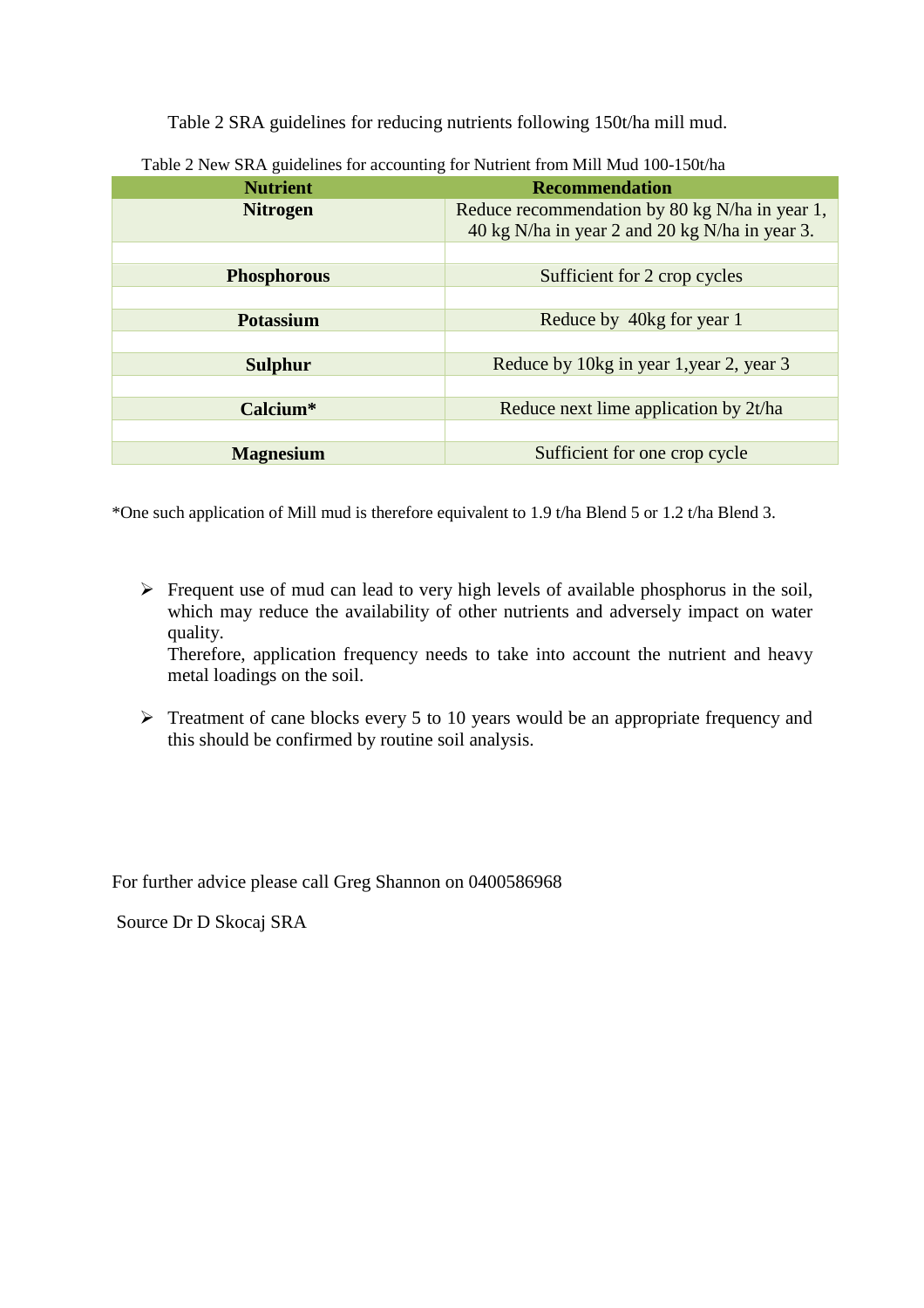Table 2 SRA guidelines for reducing nutrients following 150t/ha mill mud.

Table 2 New SRA guidelines for accounting for Nutrient from Mill Mud 100-150t/ha

| Nutrient | Recommendation |
|---|---|
| **Nitrogen** | Reduce recommendation by 80 kg N/ha in year 1, 40 kg N/ha in year 2 and 20 kg N/ha in year 3. |
| | |
| **Phosphorous** | Sufficient for 2 crop cycles |
| | |
| **Potassium** | Reduce by 40kg for year 1 |
| | |
| **Sulphur** | Reduce by 10kg in year 1,year 2, year 3 |
| | |
| **Calcium*** | Reduce next lime application by 2t/ha |
| | |
| **Magnesium** | Sufficient for one crop cycle |

*One such application of Mill mud is therefore equivalent to 1.9 t/ha Blend 5 or 1.2 t/ha Blend 3.

- Frequent use of mud can lead to very high levels of available phosphorus in the soil, which may reduce the availability of other nutrients and adversely impact on water quality.
  Therefore, application frequency needs to take into account the nutrient and heavy metal loadings on the soil.

- Treatment of cane blocks every 5 to 10 years would be an appropriate frequency and this should be confirmed by routine soil analysis.

For further advice please call Greg Shannon on 0400586968

Source Dr D Skocaj SRA